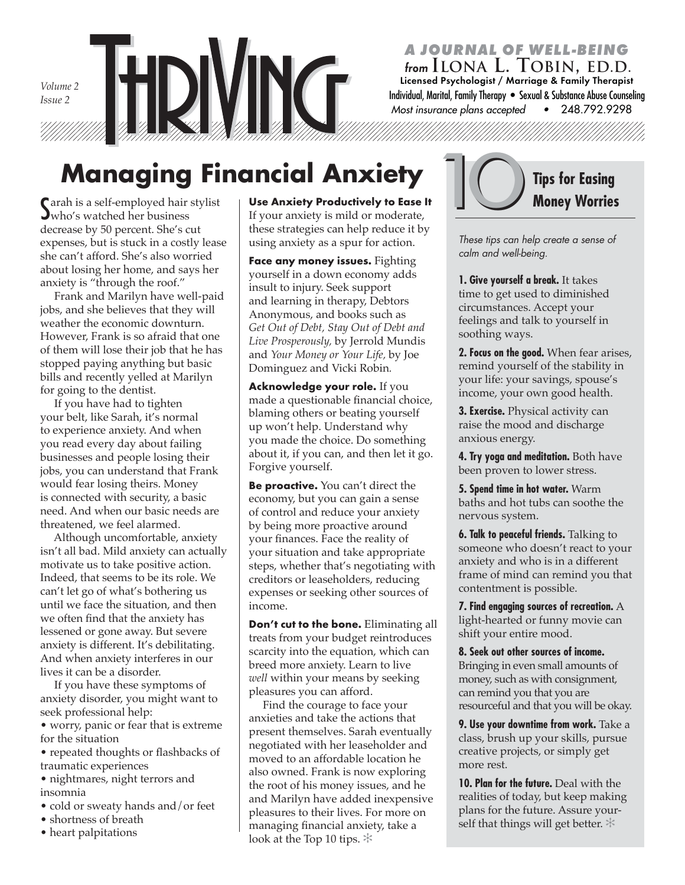# THRIVING

*Volume 2*
*Issue 2*

***A JOURNAL OF WELL-BEING***
*from* ILONA L. TOBIN, ED.D.
**Licensed Psychologist / Marriage & Family Therapist**
Individual, Marital, Family Therapy • Sexual & Substance Abuse Counseling
*Most insurance plans accepted* • 248.792.9298

## Managing Financial Anxiety

Sarah is a self-employed hair stylist who's watched her business decrease by 50 percent. She's cut expenses, but is stuck in a costly lease she can't afford. She's also worried about losing her home, and says her anxiety is "through the roof."

Frank and Marilyn have well-paid jobs, and she believes that they will weather the economic downturn. However, Frank is so afraid that one of them will lose their job that he has stopped paying anything but basic bills and recently yelled at Marilyn for going to the dentist.

If you have had to tighten your belt, like Sarah, it's normal to experience anxiety. And when you read every day about failing businesses and people losing their jobs, you can understand that Frank would fear losing theirs. Money is connected with security, a basic need. And when our basic needs are threatened, we feel alarmed.

Although uncomfortable, anxiety isn't all bad. Mild anxiety can actually motivate us to take positive action. Indeed, that seems to be its role. We can't let go of what's bothering us until we face the situation, and then we often find that the anxiety has lessened or gone away. But severe anxiety is different. It's debilitating. And when anxiety interferes in our lives it can be a disorder.

If you have these symptoms of anxiety disorder, you might want to seek professional help:

- worry, panic or fear that is extreme for the situation
- repeated thoughts or flashbacks of traumatic experiences
- nightmares, night terrors and insomnia
- cold or sweaty hands and/or feet
- shortness of breath
- heart palpitations

**Use Anxiety Productively to Ease It**
If your anxiety is mild or moderate, these strategies can help reduce it by using anxiety as a spur for action.

**Face any money issues.** Fighting yourself in a down economy adds insult to injury. Seek support and learning in therapy, Debtors Anonymous, and books such as *Get Out of Debt, Stay Out of Debt and Live Prosperously,* by Jerrold Mundis and *Your Money or Your Life,* by Joe Dominguez and Vicki Robin.

**Acknowledge your role.** If you made a questionable financial choice, blaming others or beating yourself up won't help. Understand why you made the choice. Do something about it, if you can, and then let it go. Forgive yourself.

**Be proactive.** You can't direct the economy, but you can gain a sense of control and reduce your anxiety by being more proactive around your finances. Face the reality of your situation and take appropriate steps, whether that's negotiating with creditors or leaseholders, reducing expenses or seeking other sources of income.

**Don't cut to the bone.** Eliminating all treats from your budget reintroduces scarcity into the equation, which can breed more anxiety. Learn to live *well* within your means by seeking pleasures you can afford.

Find the courage to face your anxieties and take the actions that present themselves. Sarah eventually negotiated with her leaseholder and moved to an affordable location he also owned. Frank is now exploring the root of his money issues, and he and Marilyn have added inexpensive pleasures to their lives. For more on managing financial anxiety, take a look at the Top 10 tips. ✻

## 10 Tips for Easing Money Worries

*These tips can help create a sense of calm and well-being.*

**1. Give yourself a break.** It takes time to get used to diminished circumstances. Accept your feelings and talk to yourself in soothing ways.

**2. Focus on the good.** When fear arises, remind yourself of the stability in your life: your savings, spouse's income, your own good health.

**3. Exercise.** Physical activity can raise the mood and discharge anxious energy.

**4. Try yoga and meditation.** Both have been proven to lower stress.

**5. Spend time in hot water.** Warm baths and hot tubs can soothe the nervous system.

**6. Talk to peaceful friends.** Talking to someone who doesn't react to your anxiety and who is in a different frame of mind can remind you that contentment is possible.

**7. Find engaging sources of recreation.** A light-hearted or funny movie can shift your entire mood.

**8. Seek out other sources of income.** Bringing in even small amounts of money, such as with consignment, can remind you that you are resourceful and that you will be okay.

**9. Use your downtime from work.** Take a class, brush up your skills, pursue creative projects, or simply get more rest.

**10. Plan for the future.** Deal with the realities of today, but keep making plans for the future. Assure yourself that things will get better. ✻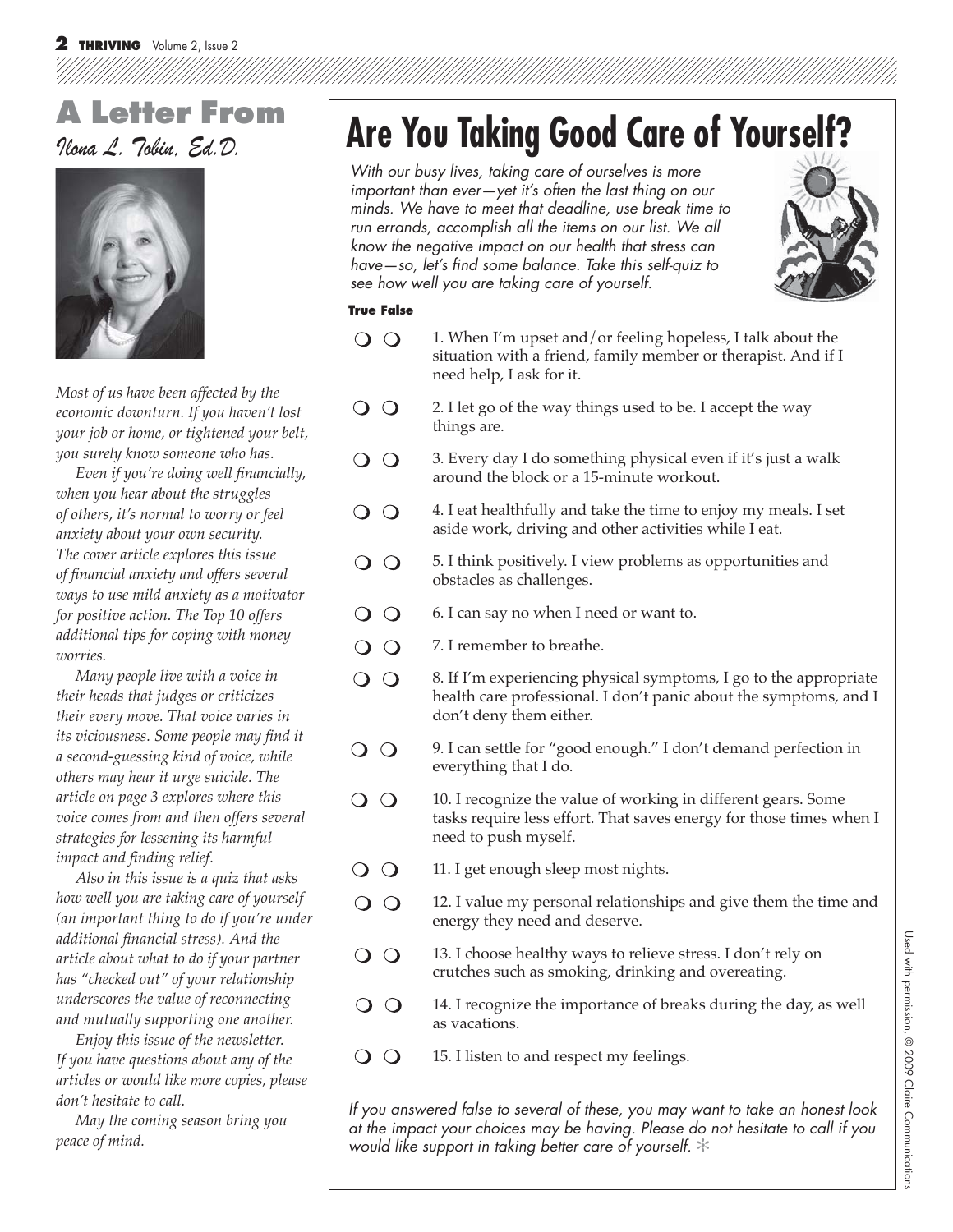## A Letter From

*Ilona L. Tobin, Ed.D.*

*Most of us have been affected by the economic downturn. If you haven't lost your job or home, or tightened your belt, you surely know someone who has.*

*Even if you're doing well financially, when you hear about the struggles of others, it's normal to worry or feel anxiety about your own security. The cover article explores this issue of financial anxiety and offers several ways to use mild anxiety as a motivator for positive action. The Top 10 offers additional tips for coping with money worries.*

*Many people live with a voice in their heads that judges or criticizes their every move. That voice varies in its viciousness. Some people may find it a second-guessing kind of voice, while others may hear it urge suicide. The article on page 3 explores where this voice comes from and then offers several strategies for lessening its harmful impact and finding relief.*

*Also in this issue is a quiz that asks how well you are taking care of yourself (an important thing to do if you're under additional financial stress). And the article about what to do if your partner has "checked out" of your relationship underscores the value of reconnecting and mutually supporting one another.*

*Enjoy this issue of the newsletter. If you have questions about any of the articles or would like more copies, please don't hesitate to call.*

*May the coming season bring you peace of mind.*

# Are You Taking Good Care of Yourself?

*With our busy lives, taking care of ourselves is more important than ever—yet it's often the last thing on our minds. We have to meet that deadline, use break time to run errands, accomplish all the items on our list. We all know the negative impact on our health that stress can have—so, let's find some balance. Take this self-quiz to see how well you are taking care of yourself.*

| True | False | |
|---|---|---|
| ❍ | ❍ | 1. When I'm upset and/or feeling hopeless, I talk about the situation with a friend, family member or therapist. And if I need help, I ask for it. |
| ❍ | ❍ | 2. I let go of the way things used to be. I accept the way things are. |
| ❍ | ❍ | 3. Every day I do something physical even if it's just a walk around the block or a 15-minute workout. |
| ❍ | ❍ | 4. I eat healthfully and take the time to enjoy my meals. I set aside work, driving and other activities while I eat. |
| ❍ | ❍ | 5. I think positively. I view problems as opportunities and obstacles as challenges. |
| ❍ | ❍ | 6. I can say no when I need or want to. |
| ❍ | ❍ | 7. I remember to breathe. |
| ❍ | ❍ | 8. If I'm experiencing physical symptoms, I go to the appropriate health care professional. I don't panic about the symptoms, and I don't deny them either. |
| ❍ | ❍ | 9. I can settle for "good enough." I don't demand perfection in everything that I do. |
| ❍ | ❍ | 10. I recognize the value of working in different gears. Some tasks require less effort. That saves energy for those times when I need to push myself. |
| ❍ | ❍ | 11. I get enough sleep most nights. |
| ❍ | ❍ | 12. I value my personal relationships and give them the time and energy they need and deserve. |
| ❍ | ❍ | 13. I choose healthy ways to relieve stress. I don't rely on crutches such as smoking, drinking and overeating. |
| ❍ | ❍ | 14. I recognize the importance of breaks during the day, as well as vacations. |
| ❍ | ❍ | 15. I listen to and respect my feelings. |

*If you answered false to several of these, you may want to take an honest look at the impact your choices may be having. Please do not hesitate to call if you would like support in taking better care of yourself.* ✻

Used with permission, © 2009 Claire Communications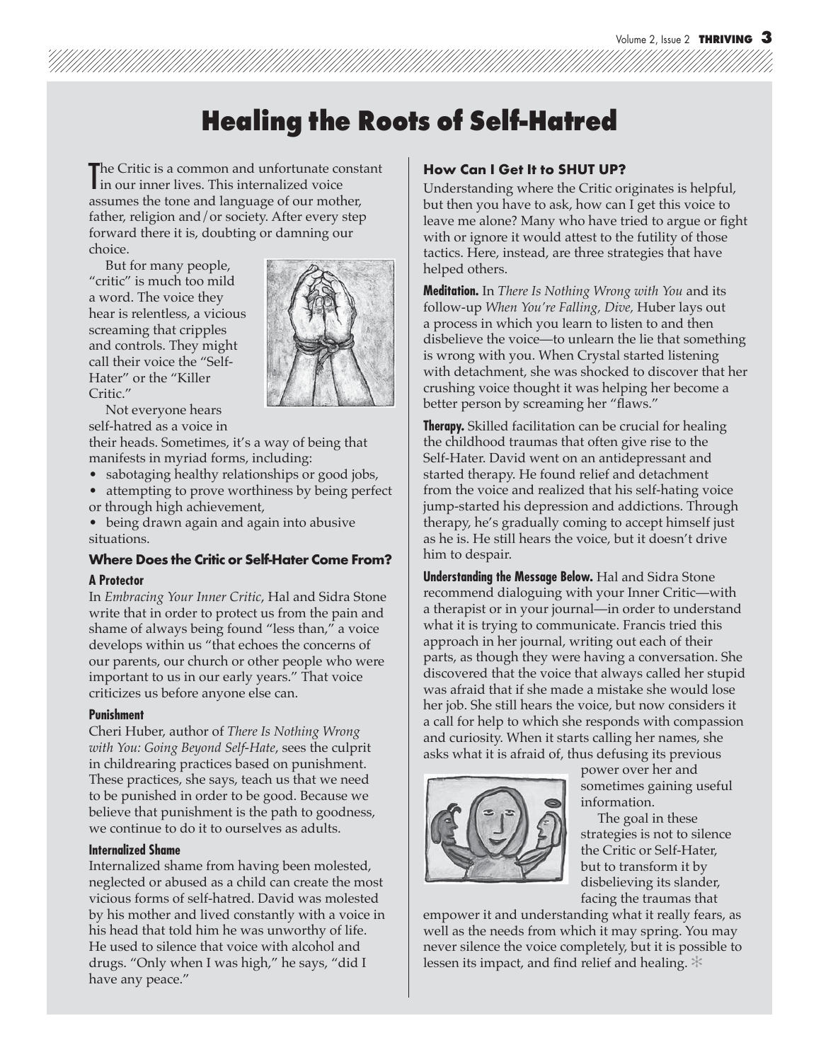# Healing the Roots of Self-Hatred

The Critic is a common and unfortunate constant in our inner lives. This internalized voice assumes the tone and language of our mother, father, religion and/or society. After every step forward there it is, doubting or damning our choice.

But for many people, "critic" is much too mild a word. The voice they hear is relentless, a vicious screaming that cripples and controls. They might call their voice the "Self-Hater" or the "Killer Critic."

Not everyone hears self-hatred as a voice in their heads. Sometimes, it's a way of being that manifests in myriad forms, including:

- sabotaging healthy relationships or good jobs,
- attempting to prove worthiness by being perfect or through high achievement,
- being drawn again and again into abusive situations.

### Where Does the Critic or Self-Hater Come From?

#### A Protector

In *Embracing Your Inner Critic*, Hal and Sidra Stone write that in order to protect us from the pain and shame of always being found "less than," a voice develops within us "that echoes the concerns of our parents, our church or other people who were important to us in our early years." That voice criticizes us before anyone else can.

#### Punishment

Cheri Huber, author of *There Is Nothing Wrong with You: Going Beyond Self-Hate*, sees the culprit in childrearing practices based on punishment. These practices, she says, teach us that we need to be punished in order to be good. Because we believe that punishment is the path to goodness, we continue to do it to ourselves as adults.

#### Internalized Shame

Internalized shame from having been molested, neglected or abused as a child can create the most vicious forms of self-hatred. David was molested by his mother and lived constantly with a voice in his head that told him he was unworthy of life. He used to silence that voice with alcohol and drugs. "Only when I was high," he says, "did I have any peace."

### How Can I Get It to SHUT UP?

Understanding where the Critic originates is helpful, but then you have to ask, how can I get this voice to leave me alone? Many who have tried to argue or fight with or ignore it would attest to the futility of those tactics. Here, instead, are three strategies that have helped others.

**Meditation.** In *There Is Nothing Wrong with You* and its follow-up *When You're Falling, Dive,* Huber lays out a process in which you learn to listen to and then disbelieve the voice—to unlearn the lie that something is wrong with you. When Crystal started listening with detachment, she was shocked to discover that her crushing voice thought it was helping her become a better person by screaming her "flaws."

**Therapy.** Skilled facilitation can be crucial for healing the childhood traumas that often give rise to the Self-Hater. David went on an antidepressant and started therapy. He found relief and detachment from the voice and realized that his self-hating voice jump-started his depression and addictions. Through therapy, he's gradually coming to accept himself just as he is. He still hears the voice, but it doesn't drive him to despair.

**Understanding the Message Below.** Hal and Sidra Stone recommend dialoguing with your Inner Critic—with a therapist or in your journal—in order to understand what it is trying to communicate. Francis tried this approach in her journal, writing out each of their parts, as though they were having a conversation. She discovered that the voice that always called her stupid was afraid that if she made a mistake she would lose her job. She still hears the voice, but now considers it a call for help to which she responds with compassion and curiosity. When it starts calling her names, she asks what it is afraid of, thus defusing its previous power over her and sometimes gaining useful information.

The goal in these strategies is not to silence the Critic or Self-Hater, but to transform it by disbelieving its slander, facing the traumas that empower it and understanding what it really fears, as well as the needs from which it may spring. You may never silence the voice completely, but it is possible to lessen its impact, and find relief and healing. ✻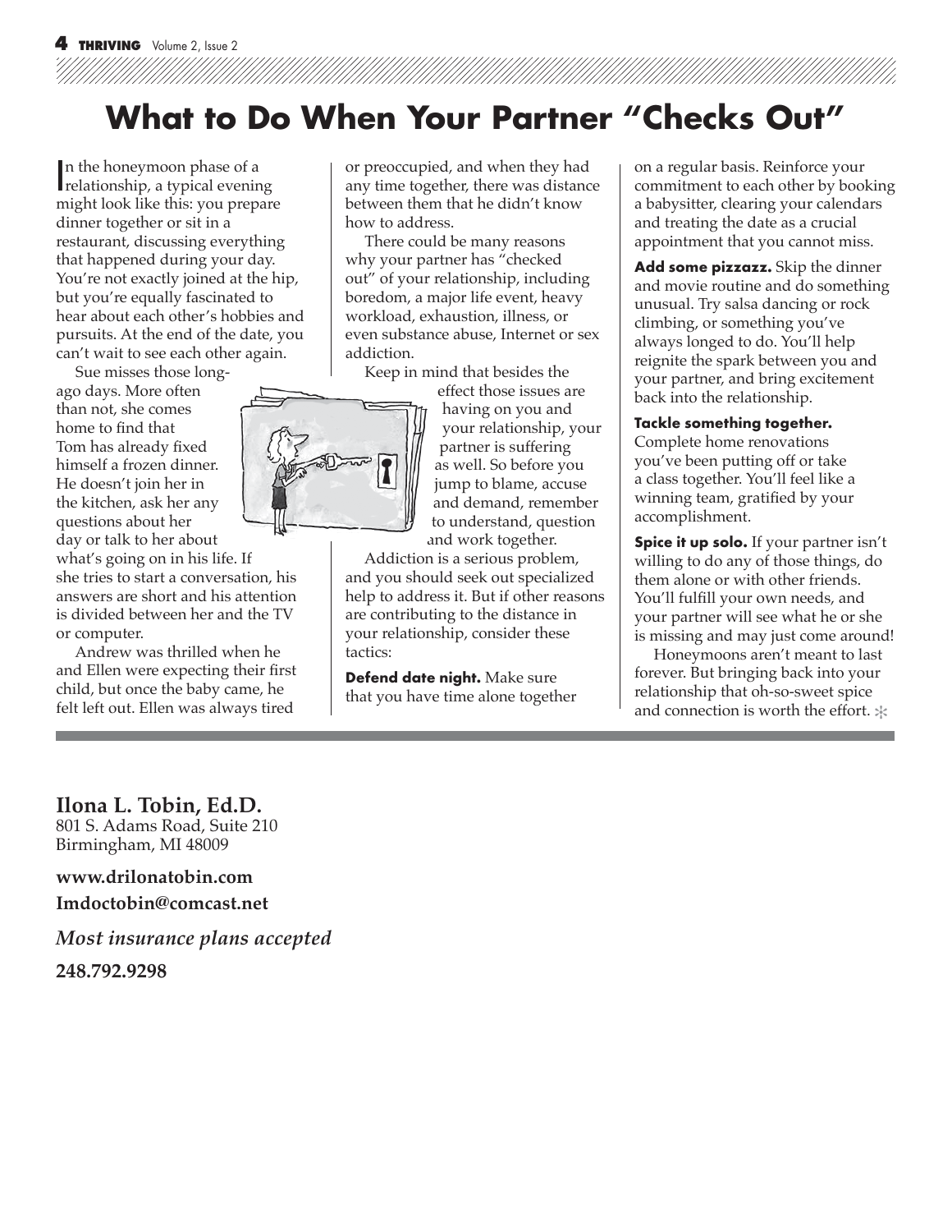# What to Do When Your Partner "Checks Out"

In the honeymoon phase of a relationship, a typical evening might look like this: you prepare dinner together or sit in a restaurant, discussing everything that happened during your day. You're not exactly joined at the hip, but you're equally fascinated to hear about each other's hobbies and pursuits. At the end of the date, you can't wait to see each other again.

Sue misses those long-ago days. More often than not, she comes home to find that Tom has already fixed himself a frozen dinner. He doesn't join her in the kitchen, ask her any questions about her day or talk to her about what's going on in his life. If she tries to start a conversation, his answers are short and his attention is divided between her and the TV or computer.

Andrew was thrilled when he and Ellen were expecting their first child, but once the baby came, he felt left out. Ellen was always tired or preoccupied, and when they had any time together, there was distance between them that he didn't know how to address.

There could be many reasons why your partner has "checked out" of your relationship, including boredom, a major life event, heavy workload, exhaustion, illness, or even substance abuse, Internet or sex addiction.

Keep in mind that besides the effect those issues are having on you and your relationship, your partner is suffering as well. So before you jump to blame, accuse and demand, remember to understand, question and work together.

Addiction is a serious problem, and you should seek out specialized help to address it. But if other reasons are contributing to the distance in your relationship, consider these tactics:

**Defend date night.** Make sure that you have time alone together on a regular basis. Reinforce your commitment to each other by booking a babysitter, clearing your calendars and treating the date as a crucial appointment that you cannot miss.

**Add some pizzazz.** Skip the dinner and movie routine and do something unusual. Try salsa dancing or rock climbing, or something you've always longed to do. You'll help reignite the spark between you and your partner, and bring excitement back into the relationship.

**Tackle something together.** Complete home renovations you've been putting off or take a class together. You'll feel like a winning team, gratified by your accomplishment.

**Spice it up solo.** If your partner isn't willing to do any of those things, do them alone or with other friends. You'll fulfill your own needs, and your partner will see what he or she is missing and may just come around!

Honeymoons aren't meant to last forever. But bringing back into your relationship that oh-so-sweet spice and connection is worth the effort.

---

**Ilona L. Tobin, Ed.D.**
801 S. Adams Road, Suite 210
Birmingham, MI 48009

**www.drilonatobin.com**

**Imdoctobin@comcast.net**

***Most insurance plans accepted***

**248.792.9298**